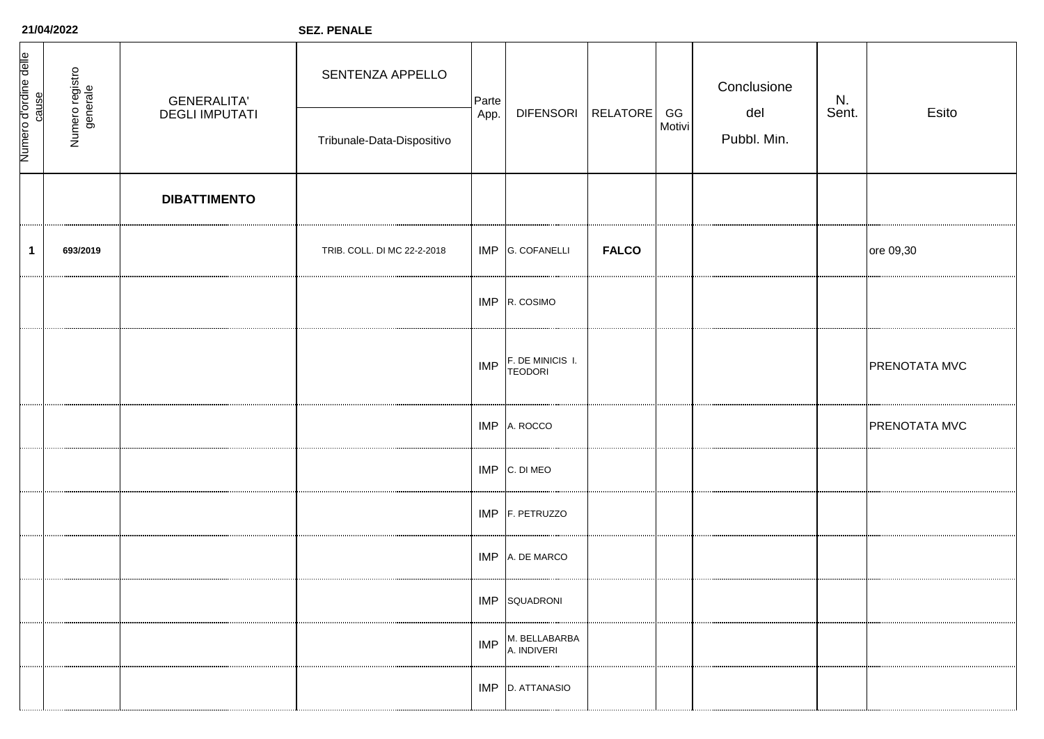**21/04/2022** **SEZ. PENALE**

| Numero d'ordine delle cause | Numero registro generale | GENERALITA' DEGLI IMPUTATI | SENTENZA APPELLO / Tribunale-Data-Dispositivo | Parte App. | DIFENSORI | RELATORE | GG Motivi | Conclusione del Pubbl. Min. | N. Sent. | Esito |
|---|---|---|---|---|---|---|---|---|---|---|
| | | **DIBATTIMENTO** | | | | | | | | |
| **1** | **693/2019** | | TRIB. COLL. DI MC 22-2-2018 | IMP | G. COFANELLI | **FALCO** | | | | ore 09,30 |
| | | | | IMP | R. COSIMO | | | | | |
| | | | | IMP | F. DE MINICIS I. TEODORI | | | | | PRENOTATA MVC |
| | | | | IMP | A. ROCCO | | | | | PRENOTATA MVC |
| | | | | IMP | C. DI MEO | | | | | |
| | | | | IMP | F. PETRUZZO | | | | | |
| | | | | IMP | A. DE MARCO | | | | | |
| | | | | IMP | SQUADRONI | | | | | |
| | | | | IMP | M. BELLABARBA A. INDIVERI | | | | | |
| | | | | IMP | D. ATTANASIO | | | | | |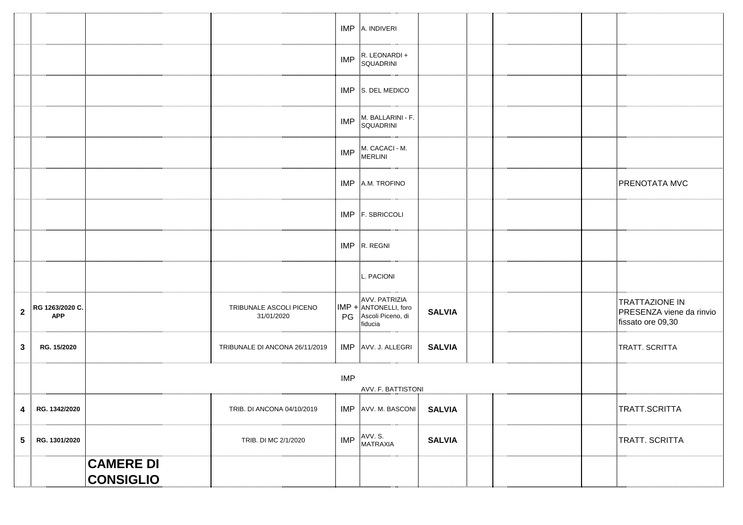| | | | | | | | | | | |
|---|---|---|---|---|---|---|---|---|---|---|
| | | | | IMP | A. INDIVERI | | | | | |
| | | | | IMP | R. LEONARDI + SQUADRINI | | | | | |
| | | | | IMP | S. DEL MEDICO | | | | | |
| | | | | IMP | M. BALLARINI - F. SQUADRINI | | | | | |
| | | | | IMP | M. CACACI - M. MERLINI | | | | | |
| | | | | IMP | A.M. TROFINO | | | | | PRENOTATA MVC |
| | | | | IMP | F. SBRICCOLI | | | | | |
| | | | | IMP | R. REGNI | | | | | |
| | | | | | L. PACIONI | | | | | |
| **2** | **RG 1263/2020 C. APP** | | TRIBUNALE ASCOLI PICENO 31/01/2020 | IMP + PG | AVV. PATRIZIA ANTONELLI, foro Ascoli Piceno, di fiducia | **SALVIA** | | | | TRATTAZIONE IN PRESENZA viene da rinvio fissato ore 09,30 |
| **3** | **RG. 15/2020** | | TRIBUNALE DI ANCONA 26/11/2019 | IMP | AVV. J. ALLEGRI | **SALVIA** | | | | TRATT. SCRITTA |
| | | | | IMP | AVV. F. BATTISTONI | | | | | |
| **4** | **RG. 1342/2020** | | TRIB. DI ANCONA 04/10/2019 | IMP | AVV. M. BASCONI | **SALVIA** | | | | TRATT.SCRITTA |
| **5** | **RG. 1301/2020** | | TRIB. DI MC 2/1/2020 | IMP | AVV. S. MATRAXIA | **SALVIA** | | | | TRATT. SCRITTA |
| | | **CAMERE DI CONSIGLIO** | | | | | | | | |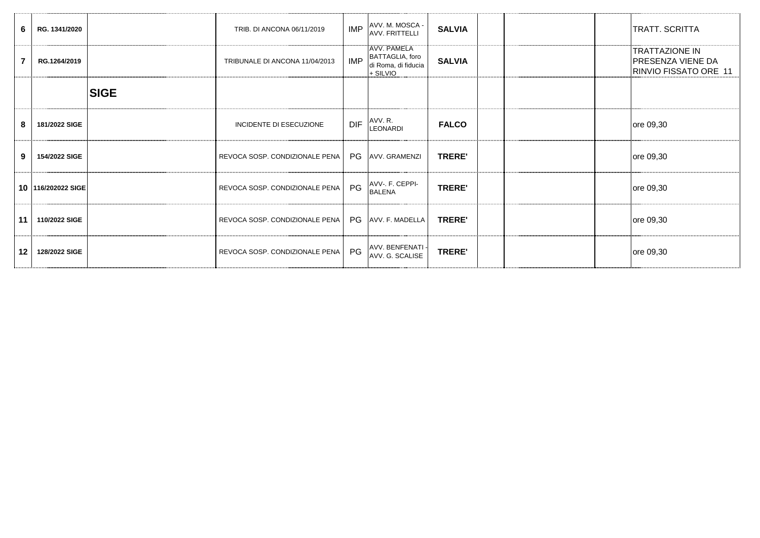| | | | | | | | | | | | |
|---|---|---|---|---|---|---|---|---|---|---|---|
| 6 | RG. 1341/2020 | | TRIB. DI ANCONA 06/11/2019 | IMP | AVV. M. MOSCA - AVV. FRITTELLI | **SALVIA** | | | | | TRATT. SCRITTA |
| 7 | RG.1264/2019 | | TRIBUNALE DI ANCONA 11/04/2013 | IMP | AVV. PAMELA BATTAGLIA, foro di Roma, di fiducia + SILVIO | **SALVIA** | | | | | TRATTAZIONE IN PRESENZA VIENE DA RINVIO FISSATO ORE 11 |
| | | **SIGE** | | | | | | | | | |
| 8 | 181/2022 SIGE | | INCIDENTE DI ESECUZIONE | DIF | AVV. R. LEONARDI | **FALCO** | | | | | ore 09,30 |
| 9 | 154/2022 SIGE | | REVOCA SOSP. CONDIZIONALE PENA | PG | AVV. GRAMENZI | **TRERE'** | | | | | ore 09,30 |
| 10 | 116/202022 SIGE | | REVOCA SOSP. CONDIZIONALE PENA | PG | AVV-. F. CEPPI-BALENA | **TRERE'** | | | | | ore 09,30 |
| 11 | 110/2022 SIGE | | REVOCA SOSP. CONDIZIONALE PENA | PG | AVV. F. MADELLA | **TRERE'** | | | | | ore 09,30 |
| 12 | 128/2022 SIGE | | REVOCA SOSP. CONDIZIONALE PENA | PG | AVV. BENFENATI - AVV. G. SCALISE | **TRERE'** | | | | | ore 09,30 |